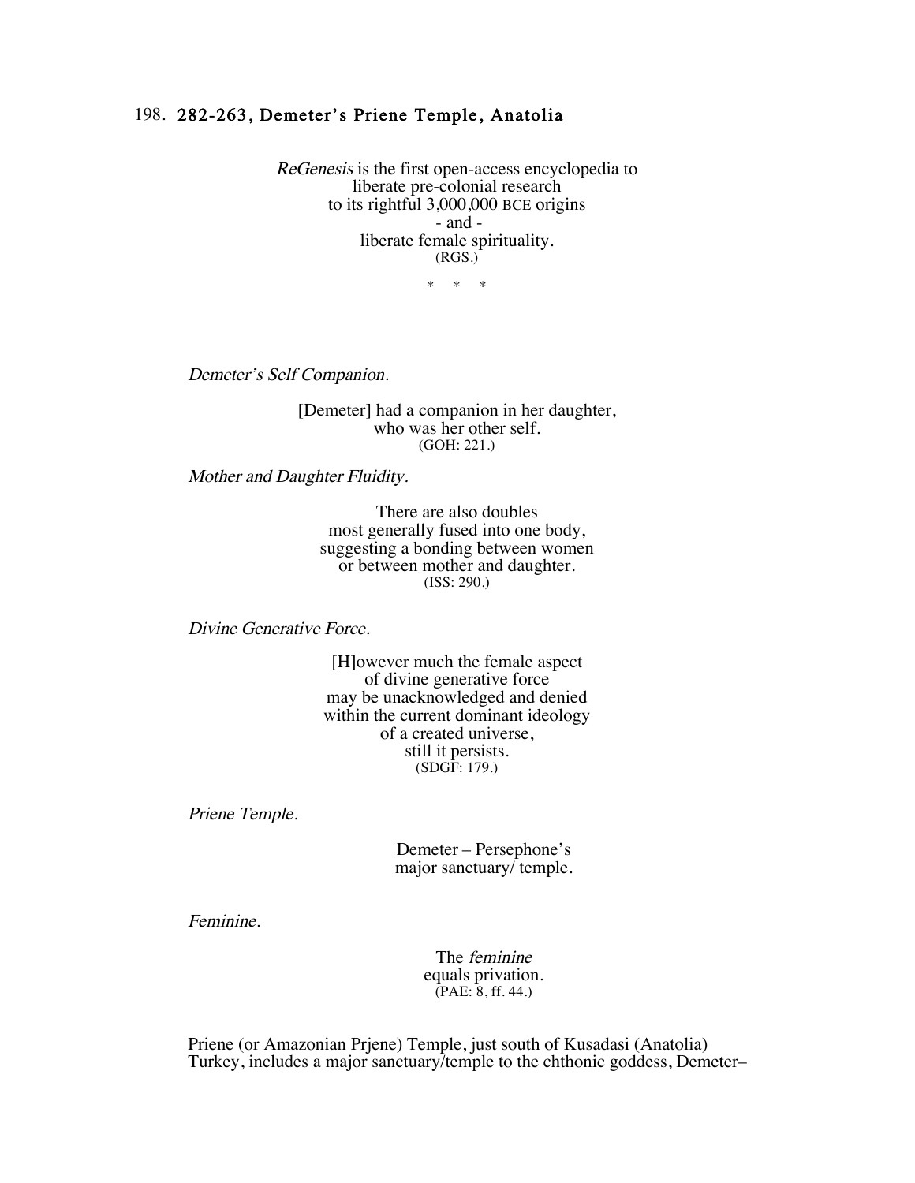## 198. 282-263, Demeter's Priene Temple, Anatolia

*ReGenesis* is the first open-access encyclopedia to
liberate pre-colonial research
to its rightful 3,000,000 BCE origins
- and -
liberate female spirituality.
(RGS.)

\* \* \*

*Demeter's Self Companion.*

[Demeter] had a companion in her daughter,
who was her other self.
(GOH: 221.)

*Mother and Daughter Fluidity.*

There are also doubles
most generally fused into one body,
suggesting a bonding between women
or between mother and daughter.
(ISS: 290.)

*Divine Generative Force.*

[H]owever much the female aspect
of divine generative force
may be unacknowledged and denied
within the current dominant ideology
of a created universe,
still it persists.
(SDGF: 179.)

*Priene Temple.*

Demeter – Persephone's
major sanctuary/ temple.

*Feminine.*

The *feminine*
equals privation.
(PAE: 8, ff. 44.)

Priene (or Amazonian Prjene) Temple, just south of Kusadasi (Anatolia) Turkey, includes a major sanctuary/temple to the chthonic goddess, Demeter–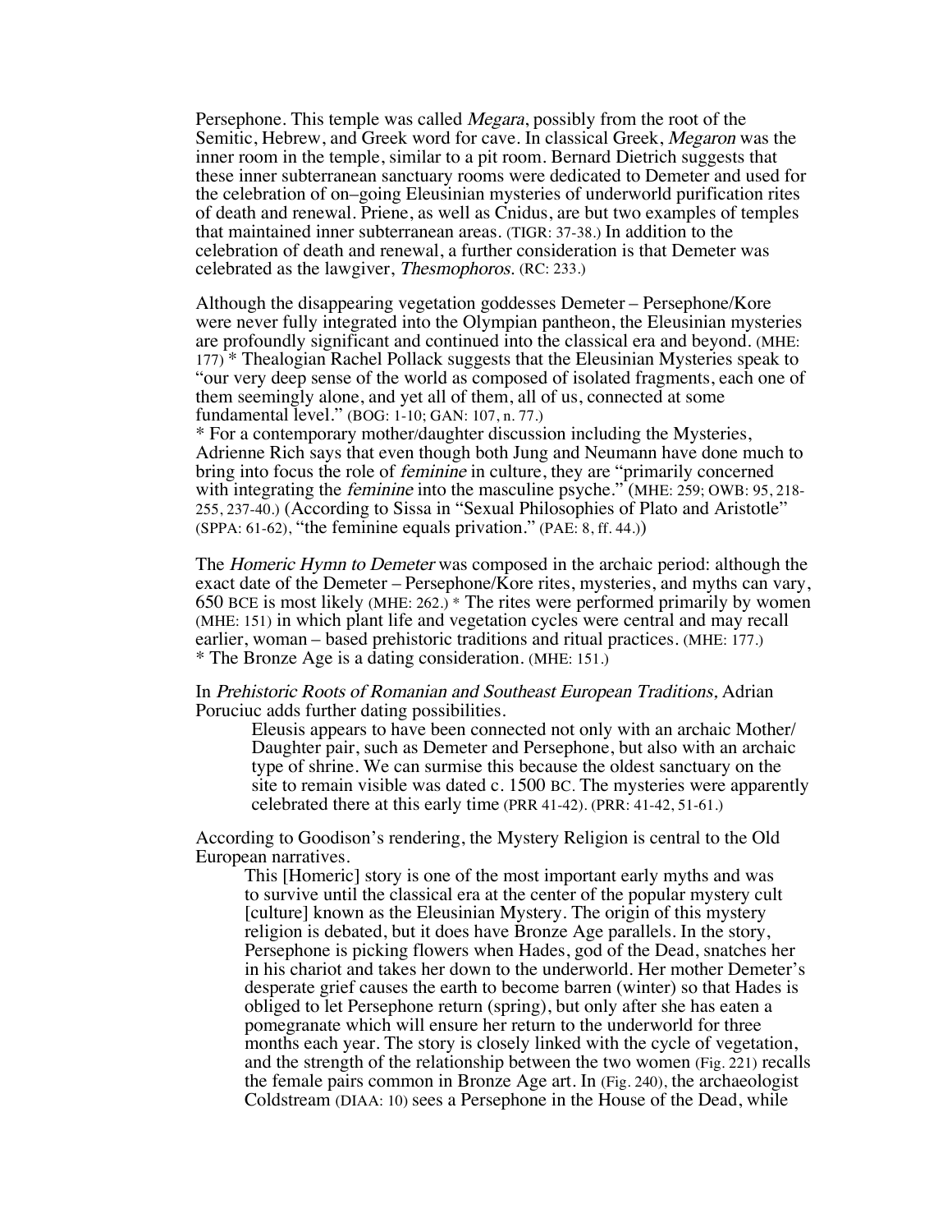Persephone. This temple was called *Megara*, possibly from the root of the Semitic, Hebrew, and Greek word for cave. In classical Greek, *Megaron* was the inner room in the temple, similar to a pit room. Bernard Dietrich suggests that these inner subterranean sanctuary rooms were dedicated to Demeter and used for the celebration of on–going Eleusinian mysteries of underworld purification rites of death and renewal. Priene, as well as Cnidus, are but two examples of temples that maintained inner subterranean areas. (TIGR: 37-38.) In addition to the celebration of death and renewal, a further consideration is that Demeter was celebrated as the lawgiver, *Thesmophoros.* (RC: 233.)

Although the disappearing vegetation goddesses Demeter – Persephone/Kore were never fully integrated into the Olympian pantheon, the Eleusinian mysteries are profoundly significant and continued into the classical era and beyond. (MHE: 177) * Thealogian Rachel Pollack suggests that the Eleusinian Mysteries speak to "our very deep sense of the world as composed of isolated fragments, each one of them seemingly alone, and yet all of them, all of us, connected at some fundamental level." (BOG: 1-10; GAN: 107, n. 77.)
* For a contemporary mother/daughter discussion including the Mysteries, Adrienne Rich says that even though both Jung and Neumann have done much to bring into focus the role of *feminine* in culture, they are "primarily concerned with integrating the *feminine* into the masculine psyche." (MHE: 259; OWB: 95, 218-255, 237-40.) (According to Sissa in "Sexual Philosophies of Plato and Aristotle" (SPPA: 61-62), "the feminine equals privation." (PAE: 8, ff. 44.))

The *Homeric Hymn to Demeter* was composed in the archaic period: although the exact date of the Demeter – Persephone/Kore rites, mysteries, and myths can vary, 650 BCE is most likely (MHE: 262.) * The rites were performed primarily by women (MHE: 151) in which plant life and vegetation cycles were central and may recall earlier, woman – based prehistoric traditions and ritual practices. (MHE: 177.)
* The Bronze Age is a dating consideration. (MHE: 151.)

In *Prehistoric Roots of Romanian and Southeast European Traditions*, Adrian Poruciuc adds further dating possibilities.

> Eleusis appears to have been connected not only with an archaic Mother/Daughter pair, such as Demeter and Persephone, but also with an archaic type of shrine. We can surmise this because the oldest sanctuary on the site to remain visible was dated c. 1500 BC. The mysteries were apparently celebrated there at this early time (PRR 41-42). (PRR: 41-42, 51-61.)

According to Goodison's rendering, the Mystery Religion is central to the Old European narratives.

> This [Homeric] story is one of the most important early myths and was to survive until the classical era at the center of the popular mystery cult [culture] known as the Eleusinian Mystery. The origin of this mystery religion is debated, but it does have Bronze Age parallels. In the story, Persephone is picking flowers when Hades, god of the Dead, snatches her in his chariot and takes her down to the underworld. Her mother Demeter's desperate grief causes the earth to become barren (winter) so that Hades is obliged to let Persephone return (spring), but only after she has eaten a pomegranate which will ensure her return to the underworld for three months each year. The story is closely linked with the cycle of vegetation, and the strength of the relationship between the two women (Fig. 221) recalls the female pairs common in Bronze Age art. In (Fig. 240), the archaeologist Coldstream (DIAA: 10) sees a Persephone in the House of the Dead, while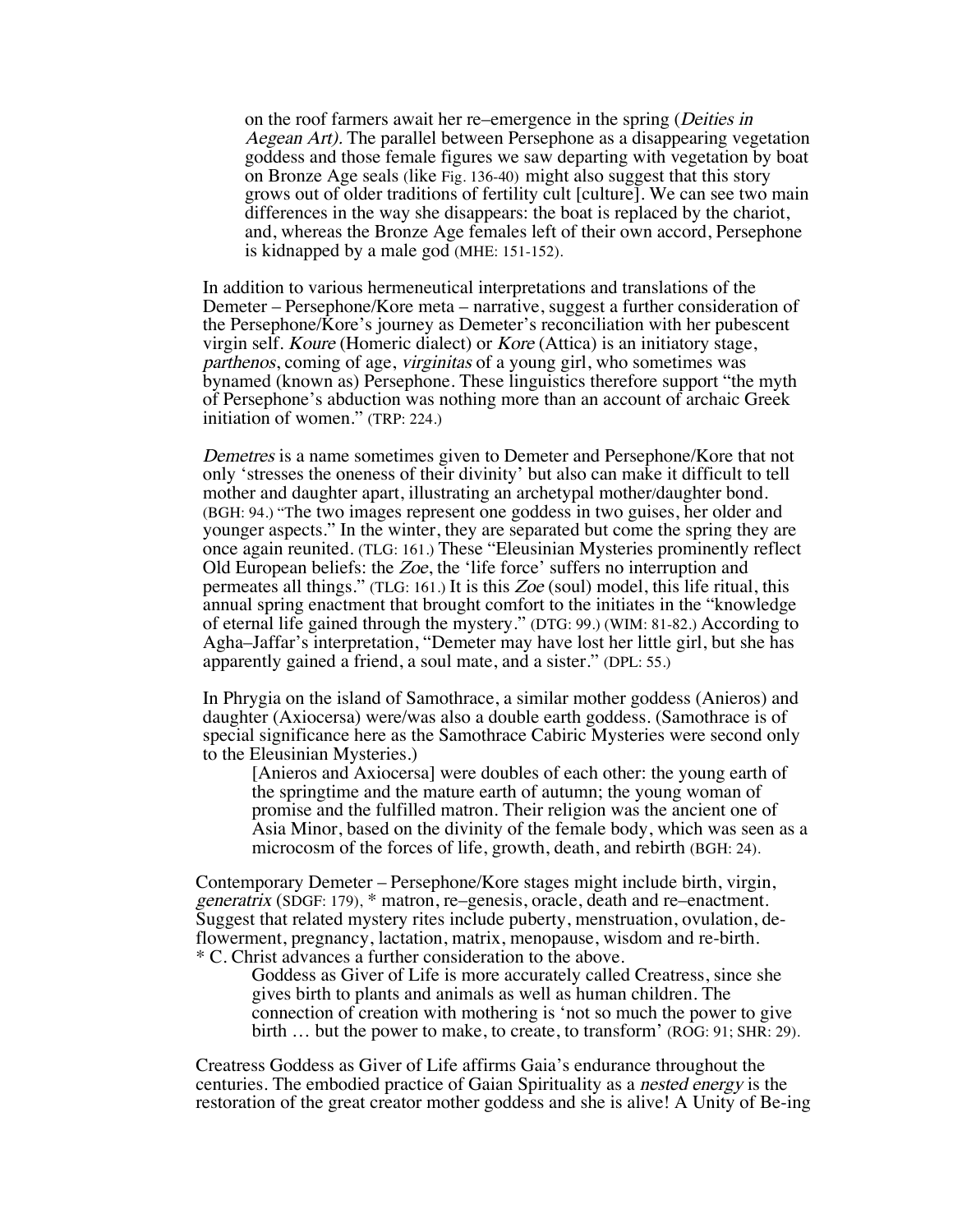> on the roof farmers await her re–emergence in the spring (*Deities in Aegean Art).* The parallel between Persephone as a disappearing vegetation goddess and those female figures we saw departing with vegetation by boat on Bronze Age seals (like Fig. 136-40) might also suggest that this story grows out of older traditions of fertility cult [culture]. We can see two main differences in the way she disappears: the boat is replaced by the chariot, and, whereas the Bronze Age females left of their own accord, Persephone is kidnapped by a male god (MHE: 151-152).

In addition to various hermeneutical interpretations and translations of the Demeter – Persephone/Kore meta – narrative, suggest a further consideration of the Persephone/Kore's journey as Demeter's reconciliation with her pubescent virgin self. *Koure* (Homeric dialect) or *Kore* (Attica) is an initiatory stage, *parthenos*, coming of age, *virginitas* of a young girl, who sometimes was bynamed (known as) Persephone. These linguistics therefore support "the myth of Persephone's abduction was nothing more than an account of archaic Greek initiation of women." (TRP: 224.)

*Demetres* is a name sometimes given to Demeter and Persephone/Kore that not only 'stresses the oneness of their divinity' but also can make it difficult to tell mother and daughter apart, illustrating an archetypal mother/daughter bond. (BGH: 94.) "The two images represent one goddess in two guises, her older and younger aspects." In the winter, they are separated but come the spring they are once again reunited. (TLG: 161.) These "Eleusinian Mysteries prominently reflect Old European beliefs: the *Zoe*, the 'life force' suffers no interruption and permeates all things." (TLG: 161.) It is this *Zoe* (soul) model, this life ritual, this annual spring enactment that brought comfort to the initiates in the "knowledge of eternal life gained through the mystery." (DTG: 99.) (WIM: 81-82.) According to Agha–Jaffar's interpretation, "Demeter may have lost her little girl, but she has apparently gained a friend, a soul mate, and a sister." (DPL: 55.)

In Phrygia on the island of Samothrace, a similar mother goddess (Anieros) and daughter (Axiocersa) were/was also a double earth goddess. (Samothrace is of special significance here as the Samothrace Cabiric Mysteries were second only to the Eleusinian Mysteries.)

> [Anieros and Axiocersa] were doubles of each other: the young earth of the springtime and the mature earth of autumn; the young woman of promise and the fulfilled matron. Their religion was the ancient one of Asia Minor, based on the divinity of the female body, which was seen as a microcosm of the forces of life, growth, death, and rebirth (BGH: 24).

Contemporary Demeter – Persephone/Kore stages might include birth, virgin, *generatrix* (SDGF: 179), * matron, re–genesis, oracle, death and re–enactment. Suggest that related mystery rites include puberty, menstruation, ovulation, de-flowerment, pregnancy, lactation, matrix, menopause, wisdom and re-birth.
* C. Christ advances a further consideration to the above.

> Goddess as Giver of Life is more accurately called Creatress, since she gives birth to plants and animals as well as human children. The connection of creation with mothering is 'not so much the power to give birth … but the power to make, to create, to transform' (ROG: 91; SHR: 29).

Creatress Goddess as Giver of Life affirms Gaia's endurance throughout the centuries. The embodied practice of Gaian Spirituality as a *nested energy* is the restoration of the great creator mother goddess and she is alive! A Unity of Be-ing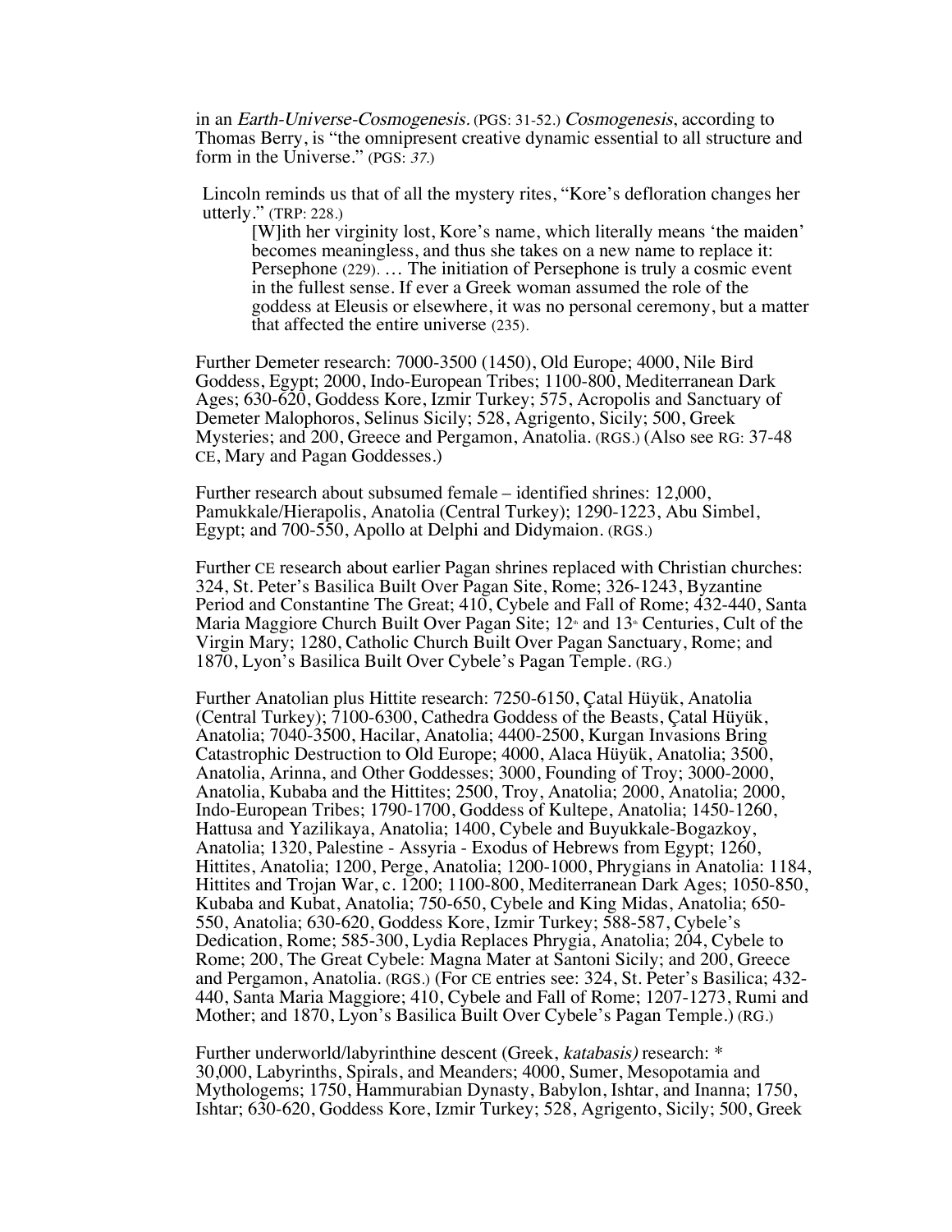in an *Earth-Universe-Cosmogenesis.* (PGS: 31-52.) *Cosmogenesis*, according to Thomas Berry, is "the omnipresent creative dynamic essential to all structure and form in the Universe." (PGS: *37*.)

Lincoln reminds us that of all the mystery rites, "Kore's defloration changes her utterly." (TRP: 228.)

> [W]ith her virginity lost, Kore's name, which literally means 'the maiden' becomes meaningless, and thus she takes on a new name to replace it: Persephone (229). … The initiation of Persephone is truly a cosmic event in the fullest sense. If ever a Greek woman assumed the role of the goddess at Eleusis or elsewhere, it was no personal ceremony, but a matter that affected the entire universe (235).

Further Demeter research: 7000-3500 (1450), Old Europe; 4000, Nile Bird Goddess, Egypt; 2000, Indo-European Tribes; 1100-800, Mediterranean Dark Ages; 630-620, Goddess Kore, Izmir Turkey; 575, Acropolis and Sanctuary of Demeter Malophoros, Selinus Sicily; 528, Agrigento, Sicily; 500, Greek Mysteries; and 200, Greece and Pergamon, Anatolia. (RGS.) (Also see RG: 37-48 CE, Mary and Pagan Goddesses.)

Further research about subsumed female – identified shrines: 12,000, Pamukkale/Hierapolis, Anatolia (Central Turkey); 1290-1223, Abu Simbel, Egypt; and 700-550, Apollo at Delphi and Didymaion. (RGS.)

Further CE research about earlier Pagan shrines replaced with Christian churches: 324, St. Peter's Basilica Built Over Pagan Site, Rome; 326-1243, Byzantine Period and Constantine The Great; 410, Cybele and Fall of Rome; 432-440, Santa Maria Maggiore Church Built Over Pagan Site; 12th and 13th Centuries, Cult of the Virgin Mary; 1280, Catholic Church Built Over Pagan Sanctuary, Rome; and 1870, Lyon's Basilica Built Over Cybele's Pagan Temple. (RG.)

Further Anatolian plus Hittite research: 7250-6150, Çatal Hüyük, Anatolia (Central Turkey); 7100-6300, Cathedra Goddess of the Beasts, Çatal Hüyük, Anatolia; 7040-3500, Hacilar, Anatolia; 4400-2500, Kurgan Invasions Bring Catastrophic Destruction to Old Europe; 4000, Alaca Hüyük, Anatolia; 3500, Anatolia, Arinna, and Other Goddesses; 3000, Founding of Troy; 3000-2000, Anatolia, Kubaba and the Hittites; 2500, Troy, Anatolia; 2000, Anatolia; 2000, Indo-European Tribes; 1790-1700, Goddess of Kultepe, Anatolia; 1450-1260, Hattusa and Yazilikaya, Anatolia; 1400, Cybele and Buyukkale-Bogazkoy, Anatolia; 1320, Palestine - Assyria - Exodus of Hebrews from Egypt; 1260, Hittites, Anatolia; 1200, Perge, Anatolia; 1200-1000, Phrygians in Anatolia: 1184, Hittites and Trojan War, c. 1200; 1100-800, Mediterranean Dark Ages; 1050-850, Kubaba and Kubat, Anatolia; 750-650, Cybele and King Midas, Anatolia; 650-550, Anatolia; 630-620, Goddess Kore, Izmir Turkey; 588-587, Cybele's Dedication, Rome; 585-300, Lydia Replaces Phrygia, Anatolia; 204, Cybele to Rome; 200, The Great Cybele: Magna Mater at Santoni Sicily; and 200, Greece and Pergamon, Anatolia. (RGS.) (For CE entries see: 324, St. Peter's Basilica; 432-440, Santa Maria Maggiore; 410, Cybele and Fall of Rome; 1207-1273, Rumi and Mother; and 1870, Lyon's Basilica Built Over Cybele's Pagan Temple.) (RG.)

Further underworld/labyrinthine descent (Greek, *katabasis)* research: * 30,000, Labyrinths, Spirals, and Meanders; 4000, Sumer, Mesopotamia and Mythologems; 1750, Hammurabian Dynasty, Babylon, Ishtar, and Inanna; 1750, Ishtar; 630-620, Goddess Kore, Izmir Turkey; 528, Agrigento, Sicily; 500, Greek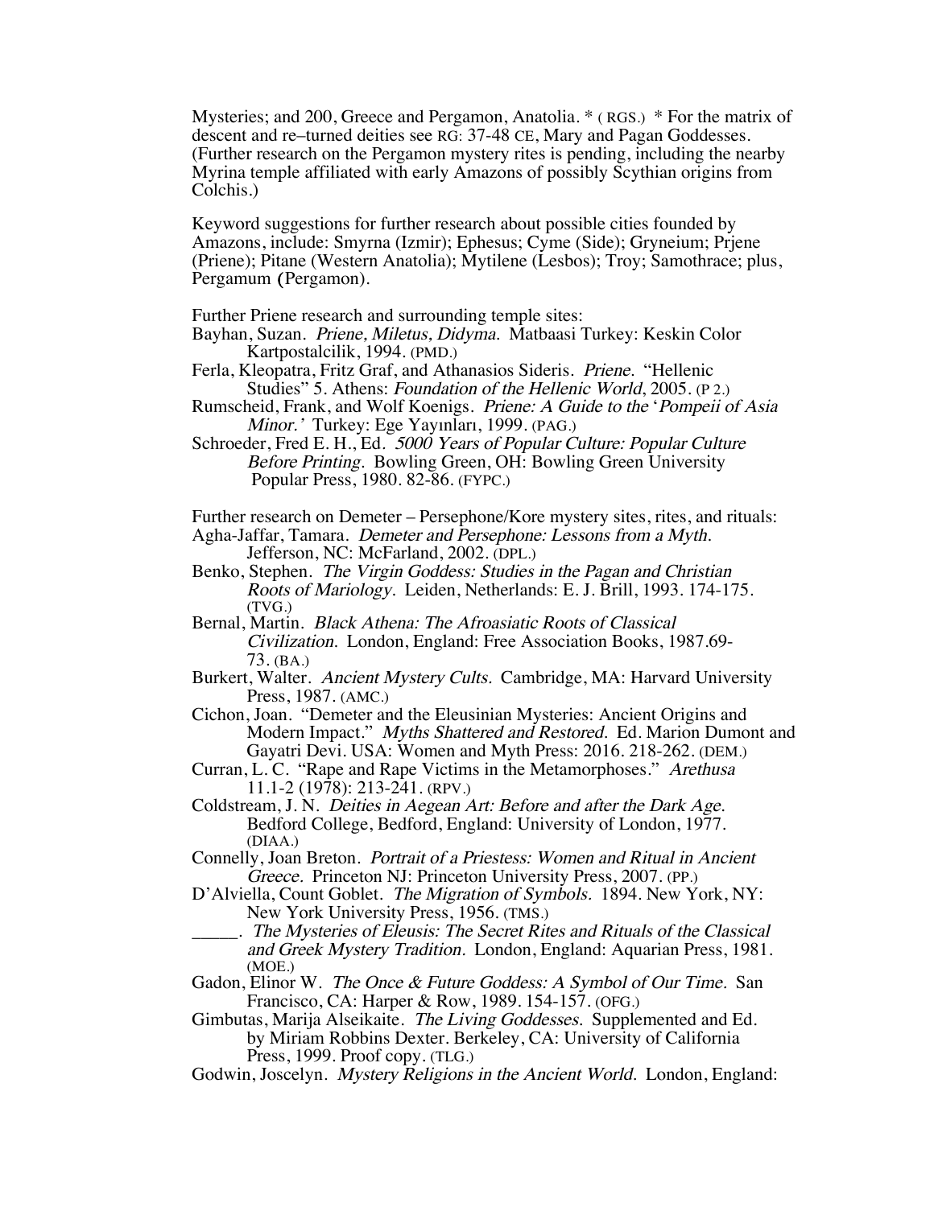Mysteries; and 200, Greece and Pergamon, Anatolia. * ( RGS.) * For the matrix of descent and re–turned deities see RG: 37-48 CE, Mary and Pagan Goddesses. (Further research on the Pergamon mystery rites is pending, including the nearby Myrina temple affiliated with early Amazons of possibly Scythian origins from Colchis.)

Keyword suggestions for further research about possible cities founded by Amazons, include: Smyrna (Izmir); Ephesus; Cyme (Side); Gryneium; Prjene (Priene); Pitane (Western Anatolia); Mytilene (Lesbos); Troy; Samothrace; plus, Pergamum (Pergamon).

Further Priene research and surrounding temple sites:

Bayhan, Suzan. *Priene, Miletus, Didyma.* Matbaasi Turkey: Keskin Color Kartpostalcilik, 1994. (PMD.)

Ferla, Kleopatra, Fritz Graf, and Athanasios Sideris. *Priene.* "Hellenic Studies" 5. Athens: *Foundation of the Hellenic World*, 2005. (P 2.)

Rumscheid, Frank, and Wolf Koenigs. *Priene: A Guide to the* '*Pompeii of Asia Minor.'* Turkey: Ege Yayınları, 1999. (PAG.)

Schroeder, Fred E. H., Ed. *5000 Years of Popular Culture: Popular Culture Before Printing.* Bowling Green, OH: Bowling Green University Popular Press, 1980. 82-86. (FYPC.)

Further research on Demeter – Persephone/Kore mystery sites, rites, and rituals:

Agha-Jaffar, Tamara. *Demeter and Persephone: Lessons from a Myth.* Jefferson, NC: McFarland, 2002. (DPL.)

Benko, Stephen. *The Virgin Goddess: Studies in the Pagan and Christian Roots of Mariology.* Leiden, Netherlands: E. J. Brill, 1993. 174-175. (TVG.)

Bernal, Martin. *Black Athena: The Afroasiatic Roots of Classical Civilization.* London, England: Free Association Books, 1987.69-73. (BA.)

Burkert, Walter. *Ancient Mystery Cults.* Cambridge, MA: Harvard University Press, 1987. (AMC.)

Cichon, Joan. "Demeter and the Eleusinian Mysteries: Ancient Origins and Modern Impact." *Myths Shattered and Restored.* Ed. Marion Dumont and Gayatri Devi. USA: Women and Myth Press: 2016. 218-262. (DEM.)

Curran, L. C. "Rape and Rape Victims in the Metamorphoses." *Arethusa* 11.1-2 (1978): 213-241. (RPV.)

Coldstream, J. N. *Deities in Aegean Art: Before and after the Dark Age.* Bedford College, Bedford, England: University of London, 1977. (DIAA.)

Connelly, Joan Breton. *Portrait of a Priestess: Women and Ritual in Ancient Greece.* Princeton NJ: Princeton University Press, 2007. (PP.)

D'Alviella, Count Goblet. *The Migration of Symbols.* 1894. New York, NY: New York University Press, 1956. (TMS.)

\_\_\_\_\_. *The Mysteries of Eleusis: The Secret Rites and Rituals of the Classical and Greek Mystery Tradition.* London, England: Aquarian Press, 1981. (MOE.)

Gadon, Elinor W. *The Once & Future Goddess: A Symbol of Our Time.* San Francisco, CA: Harper & Row, 1989. 154-157. (OFG.)

Gimbutas, Marija Alseikaite. *The Living Goddesses.* Supplemented and Ed. by Miriam Robbins Dexter. Berkeley, CA: University of California Press, 1999. Proof copy. (TLG.)

Godwin, Joscelyn. *Mystery Religions in the Ancient World.* London, England: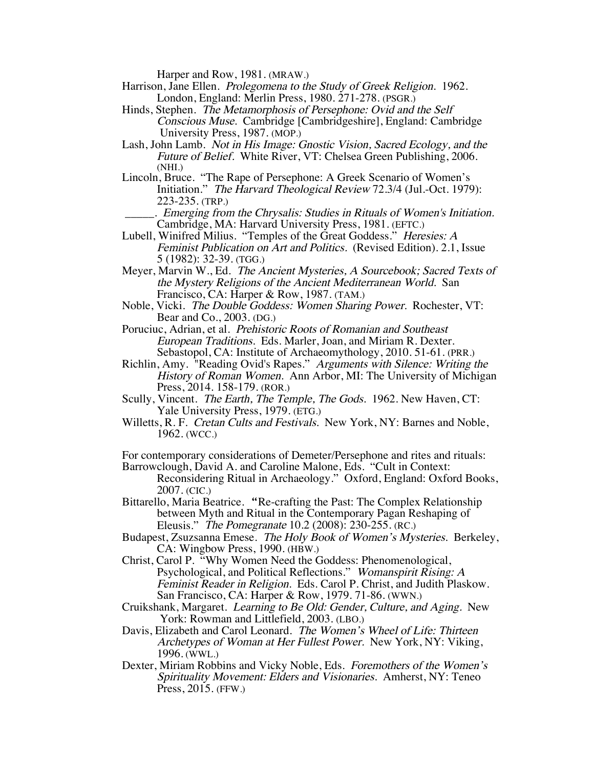Harper and Row, 1981. (MRAW.)

Harrison, Jane Ellen. *Prolegomena to the Study of Greek Religion.* 1962. London, England: Merlin Press, 1980. 271-278. (PSGR.)

Hinds, Stephen. *The Metamorphosis of Persephone: Ovid and the Self Conscious Muse.* Cambridge [Cambridgeshire], England: Cambridge University Press, 1987. (MOP.)

Lash, John Lamb. *Not in His Image: Gnostic Vision, Sacred Ecology, and the Future of Belief.* White River, VT: Chelsea Green Publishing, 2006. (NHI.)

Lincoln, Bruce. "The Rape of Persephone: A Greek Scenario of Women's Initiation." *The Harvard Theological Review* 72.3/4 (Jul.-Oct. 1979): 223-235. (TRP.)

_____. *Emerging from the Chrysalis: Studies in Rituals of Women's Initiation.* Cambridge, MA: Harvard University Press, 1981. (EFTC.)

Lubell, Winifred Milius. "Temples of the Great Goddess." *Heresies: A Feminist Publication on Art and Politics.* (Revised Edition). 2.1, Issue 5 (1982): 32-39. (TGG.)

Meyer, Marvin W., Ed. *The Ancient Mysteries, A Sourcebook; Sacred Texts of the Mystery Religions of the Ancient Mediterranean World.* San Francisco, CA: Harper & Row, 1987. (TAM.)

Noble, Vicki. *The Double Goddess: Women Sharing Power.* Rochester, VT: Bear and Co., 2003. (DG.)

Poruciuc, Adrian, et al. *Prehistoric Roots of Romanian and Southeast European Traditions.* Eds. Marler, Joan, and Miriam R. Dexter. Sebastopol, CA: Institute of Archaeomythology, 2010. 51-61. (PRR.)

Richlin, Amy. "Reading Ovid's Rapes." *Arguments with Silence: Writing the History of Roman Women.* Ann Arbor, MI: The University of Michigan Press, 2014. 158-179. (ROR.)

Scully, Vincent. *The Earth, The Temple, The Gods.* 1962. New Haven, CT: Yale University Press, 1979. (ETG.)

Willetts, R. F. *Cretan Cults and Festivals.* New York, NY: Barnes and Noble, 1962. (WCC.)

For contemporary considerations of Demeter/Persephone and rites and rituals:

Barrowclough, David A. and Caroline Malone, Eds. "Cult in Context: Reconsidering Ritual in Archaeology." Oxford, England: Oxford Books, 2007. (CIC.)

Bittarello, Maria Beatrice. "Re-crafting the Past: The Complex Relationship between Myth and Ritual in the Contemporary Pagan Reshaping of Eleusis." *The Pomegranate* 10.2 (2008): 230-255. (RC.)

Budapest, Zsuzsanna Emese. *The Holy Book of Women's Mysteries.* Berkeley, CA: Wingbow Press, 1990. (HBW.)

Christ, Carol P. "Why Women Need the Goddess: Phenomenological, Psychological, and Political Reflections." *Womanspirit Rising: A Feminist Reader in Religion.* Eds. Carol P. Christ, and Judith Plaskow. San Francisco, CA: Harper & Row, 1979. 71-86. (WWN.)

Cruikshank, Margaret. *Learning to Be Old: Gender, Culture, and Aging.* New York: Rowman and Littlefield, 2003. (LBO.)

Davis, Elizabeth and Carol Leonard. *The Women's Wheel of Life: Thirteen Archetypes of Woman at Her Fullest Power.* New York, NY: Viking, 1996. (WWL.)

Dexter, Miriam Robbins and Vicky Noble, Eds. *Foremothers of the Women's Spirituality Movement: Elders and Visionaries.* Amherst, NY: Teneo Press, 2015. (FFW.)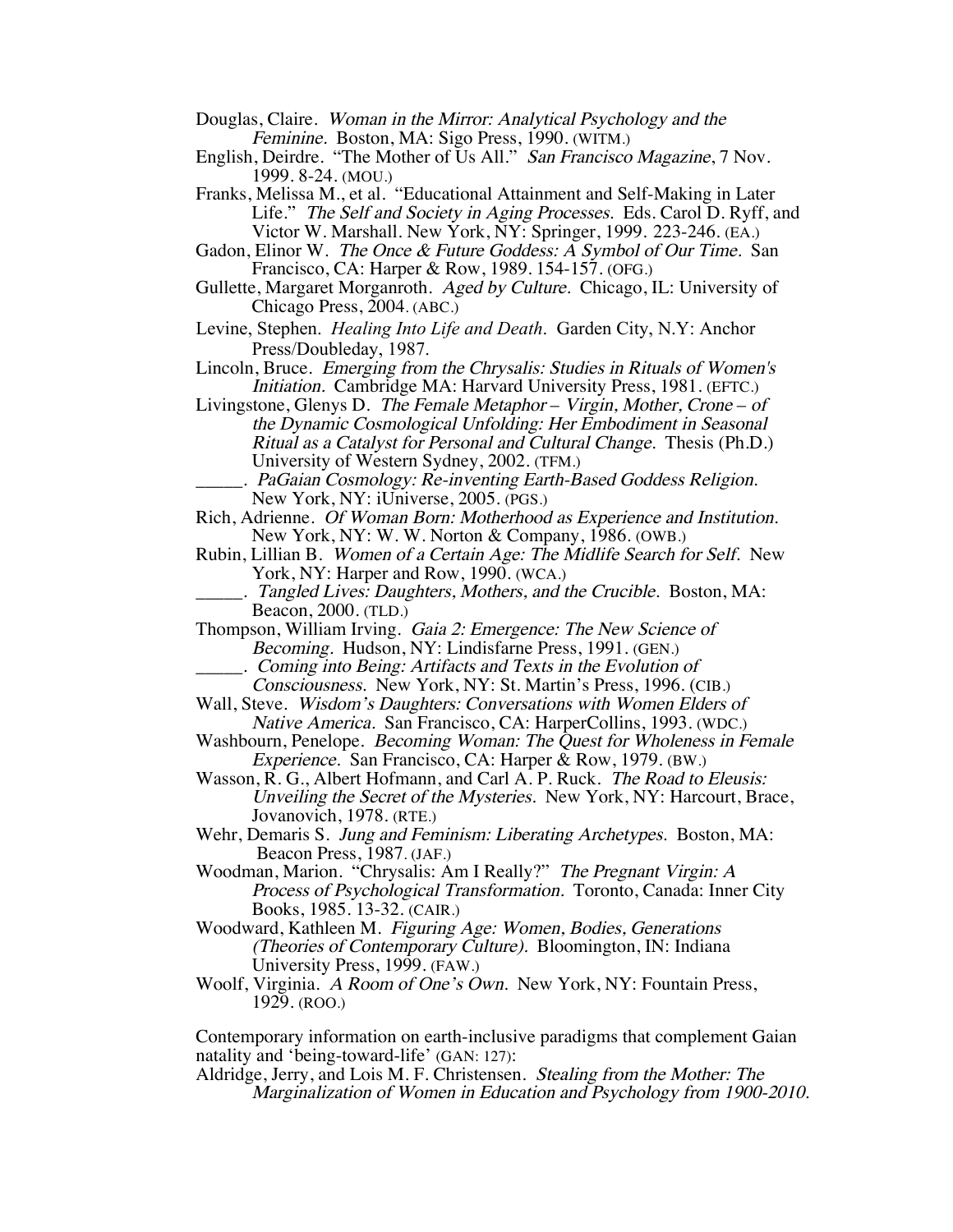Douglas, Claire. *Woman in the Mirror: Analytical Psychology and the Feminine.* Boston, MA: Sigo Press, 1990. (WITM.)

English, Deirdre. "The Mother of Us All." *San Francisco Magazine*, 7 Nov. 1999. 8-24. (MOU.)

Franks, Melissa M., et al. "Educational Attainment and Self-Making in Later Life." *The Self and Society in Aging Processes.* Eds. Carol D. Ryff, and Victor W. Marshall. New York, NY: Springer, 1999. 223-246. (EA.)

Gadon, Elinor W. *The Once & Future Goddess: A Symbol of Our Time.* San Francisco, CA: Harper & Row, 1989. 154-157. (OFG.)

Gullette, Margaret Morganroth. *Aged by Culture.* Chicago, IL: University of Chicago Press, 2004. (ABC.)

Levine, Stephen. *Healing Into Life and Death.* Garden City, N.Y: Anchor Press/Doubleday, 1987.

Lincoln, Bruce. *Emerging from the Chrysalis: Studies in Rituals of Women's Initiation.* Cambridge MA: Harvard University Press, 1981. (EFTC.)

Livingstone, Glenys D. *The Female Metaphor – Virgin, Mother, Crone – of the Dynamic Cosmological Unfolding: Her Embodiment in Seasonal Ritual as a Catalyst for Personal and Cultural Change.* Thesis (Ph.D.) University of Western Sydney, 2002. (TFM.)

_____. *PaGaian Cosmology: Re-inventing Earth-Based Goddess Religion.* New York, NY: iUniverse, 2005. (PGS.)

Rich, Adrienne. *Of Woman Born: Motherhood as Experience and Institution.* New York, NY: W. W. Norton & Company, 1986. (OWB.)

Rubin, Lillian B. *Women of a Certain Age: The Midlife Search for Self.* New York, NY: Harper and Row, 1990. (WCA.)

_____. *Tangled Lives: Daughters, Mothers, and the Crucible.* Boston, MA: Beacon, 2000. (TLD.)

Thompson, William Irving. *Gaia 2: Emergence: The New Science of Becoming.* Hudson, NY: Lindisfarne Press, 1991. (GEN.)

_____. *Coming into Being: Artifacts and Texts in the Evolution of Consciousness.* New York, NY: St. Martin's Press, 1996. (CIB.)

Wall, Steve. *Wisdom's Daughters: Conversations with Women Elders of Native America.* San Francisco, CA: HarperCollins, 1993. (WDC.)

Washbourn, Penelope. *Becoming Woman: The Quest for Wholeness in Female Experience.* San Francisco, CA: Harper & Row, 1979. (BW.)

Wasson, R. G., Albert Hofmann, and Carl A. P. Ruck. *The Road to Eleusis: Unveiling the Secret of the Mysteries.* New York, NY: Harcourt, Brace, Jovanovich, 1978. (RTE.)

Wehr, Demaris S. *Jung and Feminism: Liberating Archetypes.* Boston, MA: Beacon Press, 1987. (JAF.)

Woodman, Marion. "Chrysalis: Am I Really?" *The Pregnant Virgin: A Process of Psychological Transformation.* Toronto, Canada: Inner City Books, 1985. 13-32. (CAIR.)

Woodward, Kathleen M. *Figuring Age: Women, Bodies, Generations (Theories of Contemporary Culture).* Bloomington, IN: Indiana University Press, 1999. (FAW.)

Woolf, Virginia. *A Room of One's Own.* New York, NY: Fountain Press, 1929. (ROO.)

Contemporary information on earth-inclusive paradigms that complement Gaian natality and 'being-toward-life' (GAN: 127):

Aldridge, Jerry, and Lois M. F. Christensen. *Stealing from the Mother: The Marginalization of Women in Education and Psychology from 1900-2010.*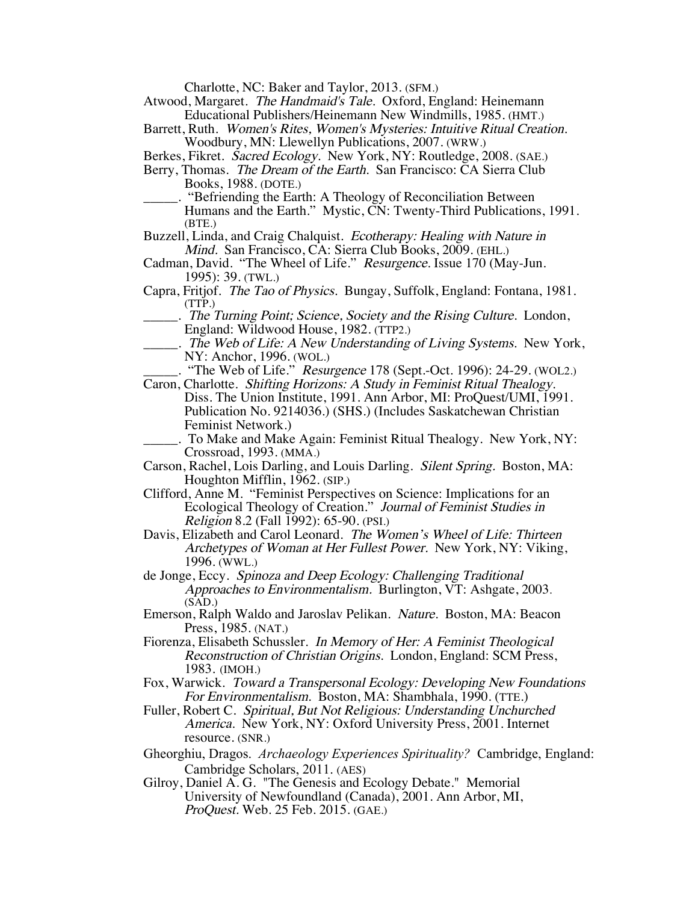Charlotte, NC: Baker and Taylor, 2013. (SFM.)

Atwood, Margaret. *The Handmaid's Tale.* Oxford, England: Heinemann Educational Publishers/Heinemann New Windmills, 1985. (HMT.)

Barrett, Ruth. *Women's Rites, Women's Mysteries: Intuitive Ritual Creation.* Woodbury, MN: Llewellyn Publications, 2007. (WRW.)

Berkes, Fikret. *Sacred Ecology.* New York, NY: Routledge, 2008. (SAE.)

Berry, Thomas. *The Dream of the Earth.* San Francisco: CA Sierra Club Books, 1988. (DOTE.)

_____. "Befriending the Earth: A Theology of Reconciliation Between Humans and the Earth." Mystic, CN: Twenty-Third Publications, 1991. (BTE.)

Buzzell, Linda, and Craig Chalquist. *Ecotherapy: Healing with Nature in Mind.* San Francisco, CA: Sierra Club Books, 2009. (EHL.)

Cadman, David. "The Wheel of Life." *Resurgence.* Issue 170 (May-Jun. 1995): 39. (TWL.)

Capra, Fritjof. *The Tao of Physics.* Bungay, Suffolk, England: Fontana, 1981. (TTP.)

_____. *The Turning Point; Science, Society and the Rising Culture.* London, England: Wildwood House, 1982. (TTP2.)

_____. *The Web of Life: A New Understanding of Living Systems.* New York, NY: Anchor, 1996. (WOL.)

_____. "The Web of Life." *Resurgence* 178 (Sept.-Oct. 1996): 24-29. (WOL2.)

Caron, Charlotte. *Shifting Horizons: A Study in Feminist Ritual Thealogy.* Diss. The Union Institute, 1991. Ann Arbor, MI: ProQuest/UMI, 1991. Publication No. 9214036.) (SHS.) (Includes Saskatchewan Christian Feminist Network.)

_____. To Make and Make Again: Feminist Ritual Thealogy. New York, NY: Crossroad, 1993. (MMA.)

Carson, Rachel, Lois Darling, and Louis Darling. *Silent Spring.* Boston, MA: Houghton Mifflin, 1962. (SIP.)

Clifford, Anne M. "Feminist Perspectives on Science: Implications for an Ecological Theology of Creation." *Journal of Feminist Studies in Religion* 8.2 (Fall 1992): 65-90. (PSI.)

Davis, Elizabeth and Carol Leonard. *The Women's Wheel of Life: Thirteen Archetypes of Woman at Her Fullest Power.* New York, NY: Viking, 1996. (WWL.)

de Jonge, Eccy. *Spinoza and Deep Ecology: Challenging Traditional Approaches to Environmentalism.* Burlington, VT: Ashgate, 2003. (SAD.)

Emerson, Ralph Waldo and Jaroslav Pelikan. *Nature.* Boston, MA: Beacon Press, 1985. (NAT.)

Fiorenza, Elisabeth Schussler. *In Memory of Her: A Feminist Theological Reconstruction of Christian Origins.* London, England: SCM Press, 1983. (IMOH.)

Fox, Warwick. *Toward a Transpersonal Ecology: Developing New Foundations For Environmentalism.* Boston, MA: Shambhala, 1990. (TTE.)

Fuller, Robert C. *Spiritual, But Not Religious: Understanding Unchurched America.* New York, NY: Oxford University Press, 2001. Internet resource. (SNR.)

Gheorghiu, Dragos. *Archaeology Experiences Spirituality?* Cambridge, England: Cambridge Scholars, 2011. (AES)

Gilroy, Daniel A. G. "The Genesis and Ecology Debate." Memorial University of Newfoundland (Canada), 2001. Ann Arbor, MI, *ProQuest.* Web. 25 Feb. 2015. (GAE.)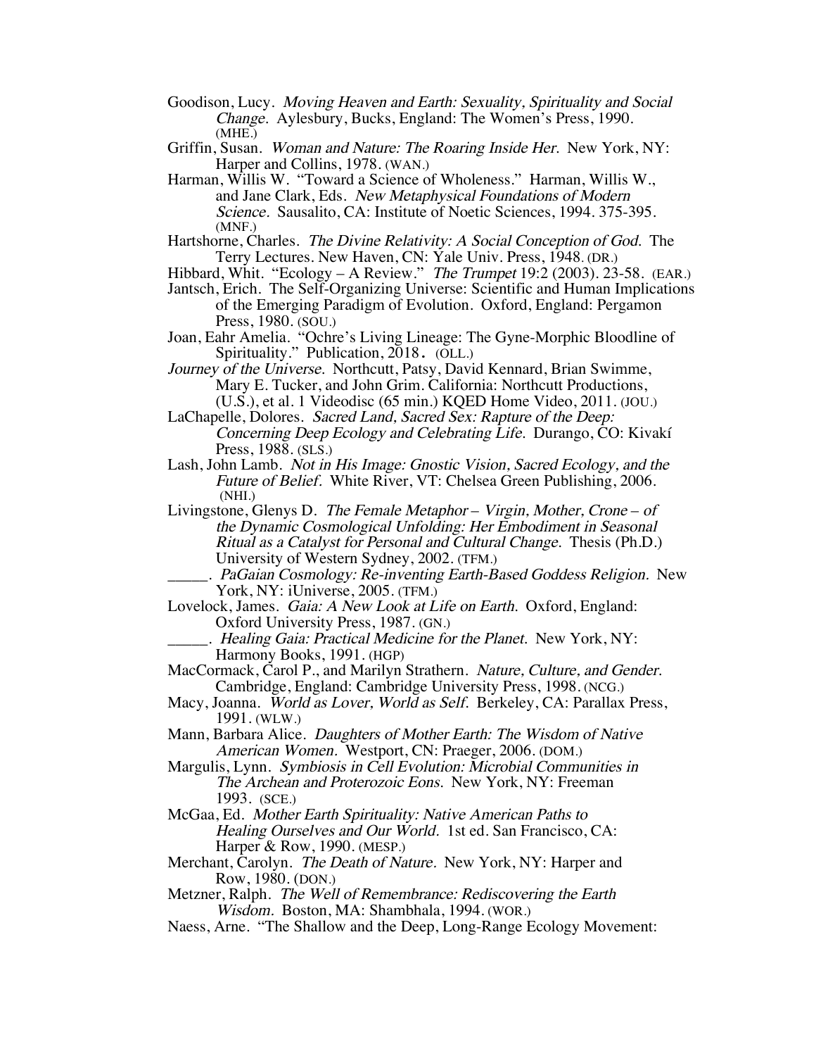Goodison, Lucy. *Moving Heaven and Earth: Sexuality, Spirituality and Social Change.* Aylesbury, Bucks, England: The Women's Press, 1990. (MHE.)

Griffin, Susan. *Woman and Nature: The Roaring Inside Her.* New York, NY: Harper and Collins, 1978. (WAN.)

Harman, Willis W. "Toward a Science of Wholeness." Harman, Willis W., and Jane Clark, Eds. *New Metaphysical Foundations of Modern Science.* Sausalito, CA: Institute of Noetic Sciences, 1994. 375-395. (MNF.)

Hartshorne, Charles. *The Divine Relativity: A Social Conception of God.* The Terry Lectures. New Haven, CN: Yale Univ. Press, 1948. (DR.)

Hibbard, Whit. "Ecology – A Review." *The Trumpet* 19:2 (2003). 23-58. (EAR.)

Jantsch, Erich. The Self-Organizing Universe: Scientific and Human Implications of the Emerging Paradigm of Evolution. Oxford, England: Pergamon Press, 1980. (SOU.)

Joan, Eahr Amelia. "Ochre's Living Lineage: The Gyne-Morphic Bloodline of Spirituality." Publication, 2018. (OLL.)

*Journey of the Universe.* Northcutt, Patsy, David Kennard, Brian Swimme, Mary E. Tucker, and John Grim. California: Northcutt Productions, (U.S.), et al. 1 Videodisc (65 min.) KQED Home Video, 2011. (JOU.)

LaChapelle, Dolores. *Sacred Land, Sacred Sex: Rapture of the Deep: Concerning Deep Ecology and Celebrating Life.* Durango, CO: Kivakí Press, 1988. (SLS.)

Lash, John Lamb. *Not in His Image: Gnostic Vision, Sacred Ecology, and the Future of Belief.* White River, VT: Chelsea Green Publishing, 2006. (NHI.)

Livingstone, Glenys D. *The Female Metaphor – Virgin, Mother, Crone – of the Dynamic Cosmological Unfolding: Her Embodiment in Seasonal Ritual as a Catalyst for Personal and Cultural Change.* Thesis (Ph.D.) University of Western Sydney, 2002. (TFM.)

_____. *PaGaian Cosmology: Re-inventing Earth-Based Goddess Religion.* New York, NY: iUniverse, 2005. (TFM.)

Lovelock, James. *Gaia: A New Look at Life on Earth.* Oxford, England: Oxford University Press, 1987. (GN.)

_____. *Healing Gaia: Practical Medicine for the Planet.* New York, NY: Harmony Books, 1991. (HGP)

MacCormack, Carol P., and Marilyn Strathern. *Nature, Culture, and Gender.* Cambridge, England: Cambridge University Press, 1998. (NCG.)

Macy, Joanna. *World as Lover, World as Self.* Berkeley, CA: Parallax Press, 1991. (WLW.)

Mann, Barbara Alice. *Daughters of Mother Earth: The Wisdom of Native American Women.* Westport, CN: Praeger, 2006. (DOM.)

Margulis, Lynn. *Symbiosis in Cell Evolution: Microbial Communities in The Archean and Proterozoic Eons.* New York, NY: Freeman 1993. (SCE.)

McGaa, Ed. *Mother Earth Spirituality: Native American Paths to Healing Ourselves and Our World.* 1st ed. San Francisco, CA: Harper & Row, 1990. (MESP.)

Merchant, Carolyn. *The Death of Nature.* New York, NY: Harper and Row, 1980. (DON.)

Metzner, Ralph. *The Well of Remembrance: Rediscovering the Earth Wisdom.* Boston, MA: Shambhala, 1994. (WOR.)

Naess, Arne. "The Shallow and the Deep, Long-Range Ecology Movement: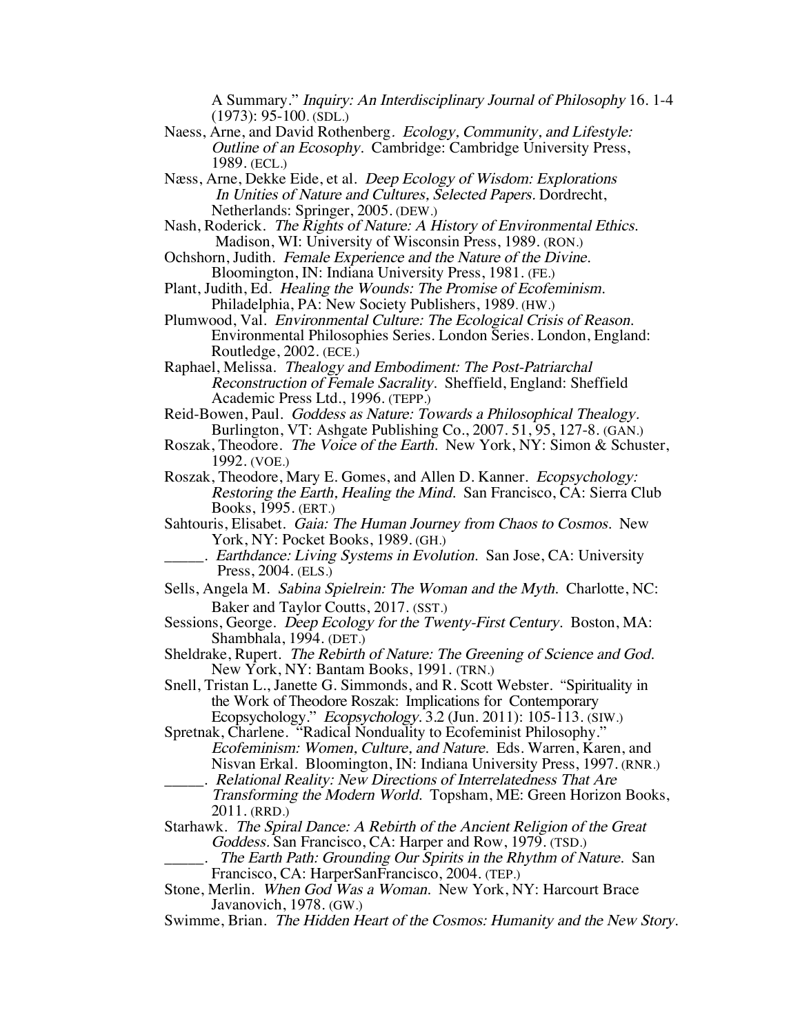A Summary." *Inquiry: An Interdisciplinary Journal of Philosophy* 16. 1-4 (1973): 95-100. (SDL.)

Naess, Arne, and David Rothenberg. *Ecology, Community, and Lifestyle: Outline of an Ecosophy*. Cambridge: Cambridge University Press, 1989. (ECL.)

Næss, Arne, Dekke Eide, et al. *Deep Ecology of Wisdom: Explorations In Unities of Nature and Cultures, Selected Papers.* Dordrecht, Netherlands: Springer, 2005. (DEW.)

Nash, Roderick. *The Rights of Nature: A History of Environmental Ethics.* Madison, WI: University of Wisconsin Press, 1989. (RON.)

Ochshorn, Judith. *Female Experience and the Nature of the Divine.* Bloomington, IN: Indiana University Press, 1981. (FE.)

Plant, Judith, Ed. *Healing the Wounds: The Promise of Ecofeminism.* Philadelphia, PA: New Society Publishers, 1989. (HW.)

Plumwood, Val. *Environmental Culture: The Ecological Crisis of Reason.* Environmental Philosophies Series. London Series. London, England: Routledge, 2002. (ECE.)

Raphael, Melissa. *Thealogy and Embodiment: The Post-Patriarchal Reconstruction of Female Sacrality.* Sheffield, England: Sheffield Academic Press Ltd., 1996. (TEPP.)

Reid-Bowen, Paul. *Goddess as Nature: Towards a Philosophical Thealogy.* Burlington, VT: Ashgate Publishing Co., 2007. 51, 95, 127-8. (GAN.)

Roszak, Theodore. *The Voice of the Earth.* New York, NY: Simon & Schuster, 1992. (VOE.)

Roszak, Theodore, Mary E. Gomes, and Allen D. Kanner. *Ecopsychology: Restoring the Earth, Healing the Mind.* San Francisco, CA: Sierra Club Books, 1995. (ERT.)

Sahtouris, Elisabet. *Gaia: The Human Journey from Chaos to Cosmos.* New York, NY: Pocket Books, 1989. (GH.)

_____. *Earthdance: Living Systems in Evolution.* San Jose, CA: University Press, 2004. (ELS.)

Sells, Angela M. *Sabina Spielrein: The Woman and the Myth.* Charlotte, NC: Baker and Taylor Coutts, 2017. (SST.)

Sessions, George. *Deep Ecology for the Twenty-First Century.* Boston, MA: Shambhala, 1994. (DET.)

Sheldrake, Rupert. *The Rebirth of Nature: The Greening of Science and God.* New York, NY: Bantam Books, 1991. (TRN.)

Snell, Tristan L., Janette G. Simmonds, and R. Scott Webster. "Spirituality in the Work of Theodore Roszak: Implications for Contemporary Ecopsychology." *Ecopsychology.* 3.2 (Jun. 2011): 105-113. (SIW.)

Spretnak, Charlene. "Radical Nonduality to Ecofeminist Philosophy." *Ecofeminism: Women, Culture, and Nature.* Eds. Warren, Karen, and Nisvan Erkal. Bloomington, IN: Indiana University Press, 1997. (RNR.)

_____. *Relational Reality: New Directions of Interrelatedness That Are Transforming the Modern World.* Topsham, ME: Green Horizon Books, 2011. (RRD.)

Starhawk. *The Spiral Dance: A Rebirth of the Ancient Religion of the Great Goddess.* San Francisco, CA: Harper and Row, 1979. (TSD.)

_____. *The Earth Path: Grounding Our Spirits in the Rhythm of Nature.* San Francisco, CA: HarperSanFrancisco, 2004. (TEP.)

Stone, Merlin. *When God Was a Woman.* New York, NY: Harcourt Brace Javanovich, 1978. (GW.)

Swimme, Brian. *The Hidden Heart of the Cosmos: Humanity and the New Story.*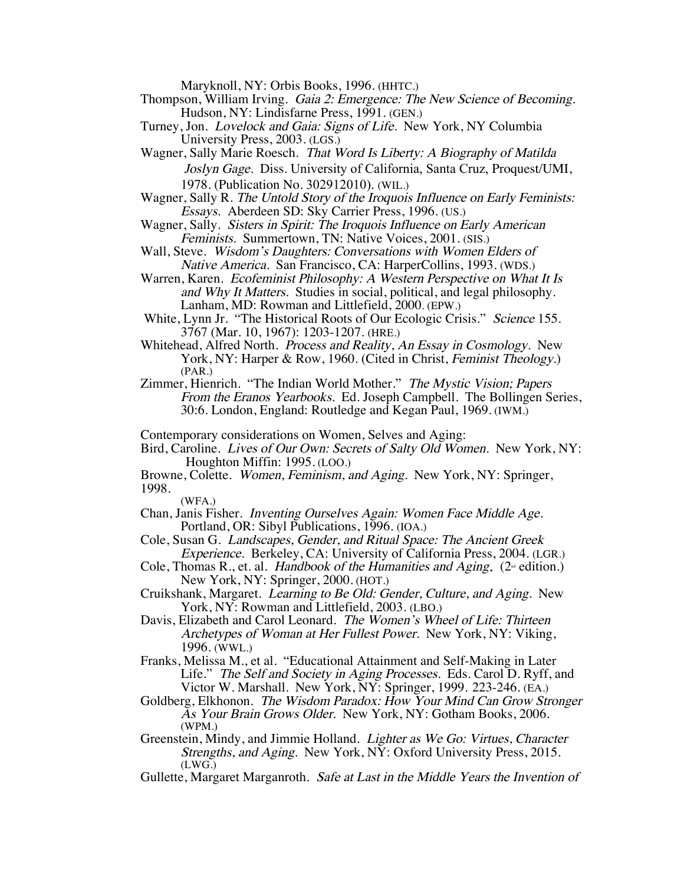Maryknoll, NY: Orbis Books, 1996. (HHTC.)

Thompson, William Irving. *Gaia 2: Emergence: The New Science of Becoming.* Hudson, NY: Lindisfarne Press, 1991. (GEN.)

Turney, Jon. *Lovelock and Gaia: Signs of Life.* New York, NY Columbia University Press, 2003. (LGS.)

Wagner, Sally Marie Roesch. *That Word Is Liberty: A Biography of Matilda Joslyn Gage.* Diss. University of California, Santa Cruz, Proquest/UMI, 1978. (Publication No. 302912010). (WIL.)

Wagner, Sally R. *The Untold Story of the Iroquois Influence on Early Feminists: Essays.* Aberdeen SD: Sky Carrier Press, 1996. (US.)

Wagner, Sally. *Sisters in Spirit: The Iroquois Influence on Early American Feminists.* Summertown, TN: Native Voices, 2001. (SIS.)

Wall, Steve. *Wisdom's Daughters: Conversations with Women Elders of Native America.* San Francisco, CA: HarperCollins, 1993. (WDS.)

Warren, Karen. *Ecofeminist Philosophy: A Western Perspective on What It Is and Why It Matters.* Studies in social, political, and legal philosophy. Lanham, MD: Rowman and Littlefield, 2000. (EPW.)

White, Lynn Jr. "The Historical Roots of Our Ecologic Crisis." *Science* 155. 3767 (Mar. 10, 1967): 1203-1207. (HRE.)

Whitehead, Alfred North. *Process and Reality, An Essay in Cosmology.* New York, NY: Harper & Row, 1960. (Cited in Christ, *Feminist Theology.*) (PAR.)

Zimmer, Hienrich. "The Indian World Mother." *The Mystic Vision; Papers From the Eranos Yearbooks.* Ed. Joseph Campbell. The Bollingen Series, 30:6. London, England: Routledge and Kegan Paul, 1969. (IWM.)

Contemporary considerations on Women, Selves and Aging:

Bird, Caroline. *Lives of Our Own: Secrets of Salty Old Women.* New York, NY: Houghton Miffin: 1995. (LOO.)

Browne, Colette. *Women, Feminism, and Aging.* New York, NY: Springer, 1998.
(WFA.)

Chan, Janis Fisher. *Inventing Ourselves Again: Women Face Middle Age.* Portland, OR: Sibyl Publications, 1996. (IOA.)

Cole, Susan G. *Landscapes, Gender, and Ritual Space: The Ancient Greek Experience.* Berkeley, CA: University of California Press, 2004. (LGR.)

Cole, Thomas R., et. al. *Handbook of the Humanities and Aging.* (2nd edition.) New York, NY: Springer, 2000. (HOT.)

Cruikshank, Margaret. *Learning to Be Old: Gender, Culture, and Aging.* New York, NY: Rowman and Littlefield, 2003. (LBO.)

Davis, Elizabeth and Carol Leonard. *The Women's Wheel of Life: Thirteen Archetypes of Woman at Her Fullest Power.* New York, NY: Viking, 1996. (WWL.)

Franks, Melissa M., et al. "Educational Attainment and Self-Making in Later Life." *The Self and Society in Aging Processes.* Eds. Carol D. Ryff, and Victor W. Marshall. New York, NY: Springer, 1999. 223-246. (EA.)

Goldberg, Elkhonon. *The Wisdom Paradox: How Your Mind Can Grow Stronger As Your Brain Grows Older.* New York, NY: Gotham Books, 2006. (WPM.)

Greenstein, Mindy, and Jimmie Holland. *Lighter as We Go: Virtues, Character Strengths, and Aging.* New York, NY: Oxford University Press, 2015. (LWG.)

Gullette, Margaret Marganroth. *Safe at Last in the Middle Years the Invention of*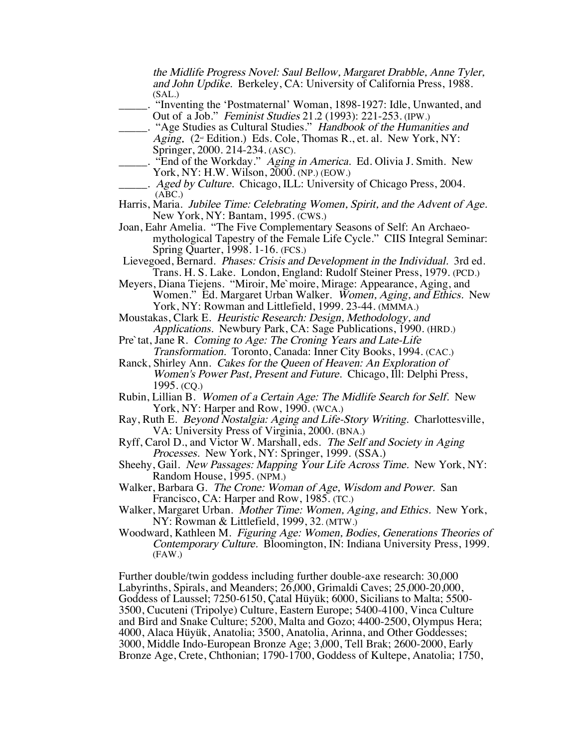*the Midlife Progress Novel: Saul Bellow, Margaret Drabble, Anne Tyler, and John Updike.* Berkeley, CA: University of California Press, 1988. (SAL.)

_____. "Inventing the 'Postmaternal' Woman, 1898-1927: Idle, Unwanted, and Out of a Job." *Feminist Studies* 21.2 (1993): 221-253. (IPW.)

_____. "Age Studies as Cultural Studies." *Handbook of the Humanities and Aging.* (2nd Edition.) Eds. Cole, Thomas R., et. al. New York, NY: Springer, 2000. 214-234. (ASC).

_____. "End of the Workday." *Aging in America.* Ed. Olivia J. Smith. New York, NY: H.W. Wilson, 2000. (NP.) (EOW.)

_____. *Aged by Culture.* Chicago, ILL: University of Chicago Press, 2004. (ABC.)

Harris, Maria. *Jubilee Time: Celebrating Women, Spirit, and the Advent of Age.* New York, NY: Bantam, 1995. (CWS.)

Joan, Eahr Amelia. "The Five Complementary Seasons of Self: An Archaeo-mythological Tapestry of the Female Life Cycle." CIIS Integral Seminar: Spring Quarter, 1998. 1-16. (FCS.)

Lievegoed, Bernard. *Phases: Crisis and Development in the Individual.* 3rd ed. Trans. H. S. Lake. London, England: Rudolf Steiner Press, 1979. (PCD.)

Meyers, Diana Tiejens. "Miroir, Me`moire, Mirage: Appearance, Aging, and Women." Ed. Margaret Urban Walker. *Women, Aging, and Ethics.* New York, NY: Rowman and Littlefield, 1999. 23-44. (MMMA.)

Moustakas, Clark E. *Heuristic Research: Design, Methodology, and Applications.* Newbury Park, CA: Sage Publications, 1990. (HRD.)

Pre`tat, Jane R. *Coming to Age: The Croning Years and Late-Life Transformation.* Toronto, Canada: Inner City Books, 1994. (CAC.)

Ranck, Shirley Ann. *Cakes for the Queen of Heaven: An Exploration of Women's Power Past, Present and Future.* Chicago, Ill: Delphi Press, 1995. (CQ.)

Rubin, Lillian B. *Women of a Certain Age: The Midlife Search for Self.* New York, NY: Harper and Row, 1990. (WCA.)

Ray, Ruth E. *Beyond Nostalgia: Aging and Life-Story Writing.* Charlottesville, VA: University Press of Virginia, 2000. (BNA.)

Ryff, Carol D., and Victor W. Marshall, eds. *The Self and Society in Aging Processes.* New York, NY: Springer, 1999. (SSA.)

Sheehy, Gail. *New Passages: Mapping Your Life Across Time.* New York, NY: Random House, 1995. (NPM.)

Walker, Barbara G. *The Crone: Woman of Age, Wisdom and Power.* San Francisco, CA: Harper and Row, 1985. (TC.)

Walker, Margaret Urban. *Mother Time: Women, Aging, and Ethics.* New York, NY: Rowman & Littlefield, 1999, 32. (MTW.)

Woodward, Kathleen M. *Figuring Age: Women, Bodies, Generations Theories of Contemporary Culture.* Bloomington, IN: Indiana University Press, 1999. (FAW.)

Further double/twin goddess including further double-axe research: 30,000 Labyrinths, Spirals, and Meanders; 26,000, Grimaldi Caves; 25,000-20,000, Goddess of Laussel; 7250-6150, Çatal Hüyük; 6000, Sicilians to Malta; 5500-3500, Cucuteni (Tripolye) Culture, Eastern Europe; 5400-4100, Vinca Culture and Bird and Snake Culture; 5200, Malta and Gozo; 4400-2500, Olympus Hera; 4000, Alaca Hüyük, Anatolia; 3500, Anatolia, Arinna, and Other Goddesses; 3000, Middle Indo-European Bronze Age; 3,000, Tell Brak; 2600-2000, Early Bronze Age, Crete, Chthonian; 1790-1700, Goddess of Kultepe, Anatolia; 1750,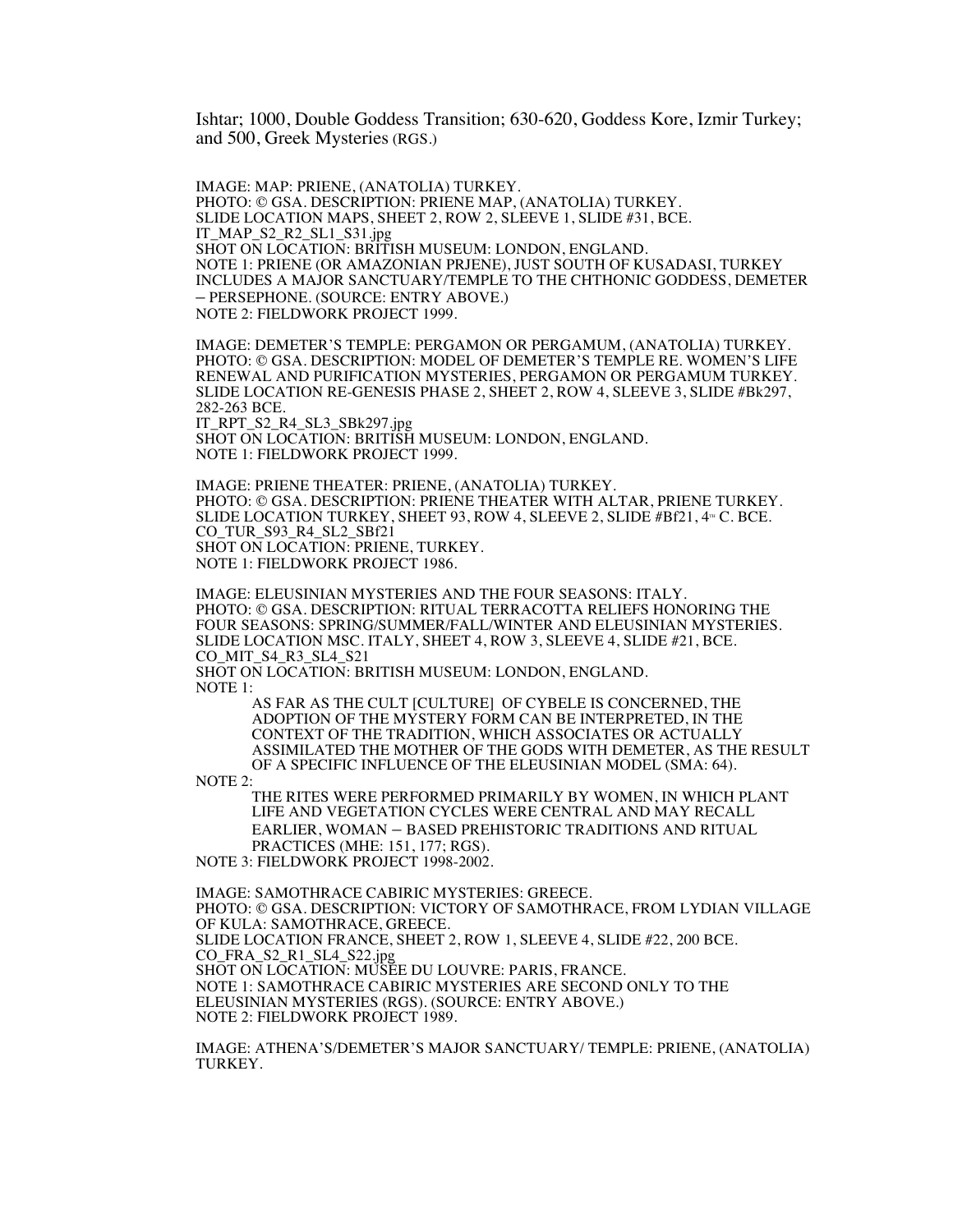Ishtar; 1000, Double Goddess Transition; 630-620, Goddess Kore, Izmir Turkey; and 500, Greek Mysteries (RGS.)

IMAGE: MAP: PRIENE, (ANATOLIA) TURKEY.
PHOTO: © GSA. DESCRIPTION: PRIENE MAP, (ANATOLIA) TURKEY.
SLIDE LOCATION MAPS, SHEET 2, ROW 2, SLEEVE 1, SLIDE #31, BCE.
IT_MAP_S2_R2_SL1_S31.jpg
SHOT ON LOCATION: BRITISH MUSEUM: LONDON, ENGLAND.
NOTE 1: PRIENE (OR AMAZONIAN PRJENE), JUST SOUTH OF KUSADASI, TURKEY INCLUDES A MAJOR SANCTUARY/TEMPLE TO THE CHTHONIC GODDESS, DEMETER – PERSEPHONE. (SOURCE: ENTRY ABOVE.)
NOTE 2: FIELDWORK PROJECT 1999.

IMAGE: DEMETER'S TEMPLE: PERGAMON OR PERGAMUM, (ANATOLIA) TURKEY.
PHOTO: © GSA. DESCRIPTION: MODEL OF DEMETER'S TEMPLE RE. WOMEN'S LIFE RENEWAL AND PURIFICATION MYSTERIES, PERGAMON OR PERGAMUM TURKEY.
SLIDE LOCATION RE-GENESIS PHASE 2, SHEET 2, ROW 4, SLEEVE 3, SLIDE #Bk297, 282-263 BCE.
IT_RPT_S2_R4_SL3_SBk297.jpg
SHOT ON LOCATION: BRITISH MUSEUM: LONDON, ENGLAND.
NOTE 1: FIELDWORK PROJECT 1999.

IMAGE: PRIENE THEATER: PRIENE, (ANATOLIA) TURKEY.
PHOTO: © GSA. DESCRIPTION: PRIENE THEATER WITH ALTAR, PRIENE TURKEY.
SLIDE LOCATION TURKEY, SHEET 93, ROW 4, SLEEVE 2, SLIDE #Bf21, 4TH C. BCE.
CO_TUR_S93_R4_SL2_SBf21
SHOT ON LOCATION: PRIENE, TURKEY.
NOTE 1: FIELDWORK PROJECT 1986.

IMAGE: ELEUSINIAN MYSTERIES AND THE FOUR SEASONS: ITALY.
PHOTO: © GSA. DESCRIPTION: RITUAL TERRACOTTA RELIEFS HONORING THE FOUR SEASONS: SPRING/SUMMER/FALL/WINTER AND ELEUSINIAN MYSTERIES.
SLIDE LOCATION MSC. ITALY, SHEET 4, ROW 3, SLEEVE 4, SLIDE #21, BCE.
CO_MIT_S4_R3_SL4_S21
SHOT ON LOCATION: BRITISH MUSEUM: LONDON, ENGLAND.
NOTE 1:

> AS FAR AS THE CULT [CULTURE] OF CYBELE IS CONCERNED, THE ADOPTION OF THE MYSTERY FORM CAN BE INTERPRETED, IN THE CONTEXT OF THE TRADITION, WHICH ASSOCIATES OR ACTUALLY ASSIMILATED THE MOTHER OF THE GODS WITH DEMETER, AS THE RESULT OF A SPECIFIC INFLUENCE OF THE ELEUSINIAN MODEL (SMA: 64).

NOTE 2:

> THE RITES WERE PERFORMED PRIMARILY BY WOMEN, IN WHICH PLANT LIFE AND VEGETATION CYCLES WERE CENTRAL AND MAY RECALL EARLIER, WOMAN – BASED PREHISTORIC TRADITIONS AND RITUAL PRACTICES (MHE: 151, 177; RGS).

NOTE 3: FIELDWORK PROJECT 1998-2002.

IMAGE: SAMOTHRACE CABIRIC MYSTERIES: GREECE.
PHOTO: © GSA. DESCRIPTION: VICTORY OF SAMOTHRACE, FROM LYDIAN VILLAGE OF KULA: SAMOTHRACE, GREECE.
SLIDE LOCATION FRANCE, SHEET 2, ROW 1, SLEEVE 4, SLIDE #22, 200 BCE.
CO_FRA_S2_R1_SL4_S22.jpg
SHOT ON LOCATION: MUSÉE DU LOUVRE: PARIS, FRANCE.
NOTE 1: SAMOTHRACE CABIRIC MYSTERIES ARE SECOND ONLY TO THE ELEUSINIAN MYSTERIES (RGS). (SOURCE: ENTRY ABOVE.)
NOTE 2: FIELDWORK PROJECT 1989.

IMAGE: ATHENA'S/DEMETER'S MAJOR SANCTUARY/ TEMPLE: PRIENE, (ANATOLIA) TURKEY.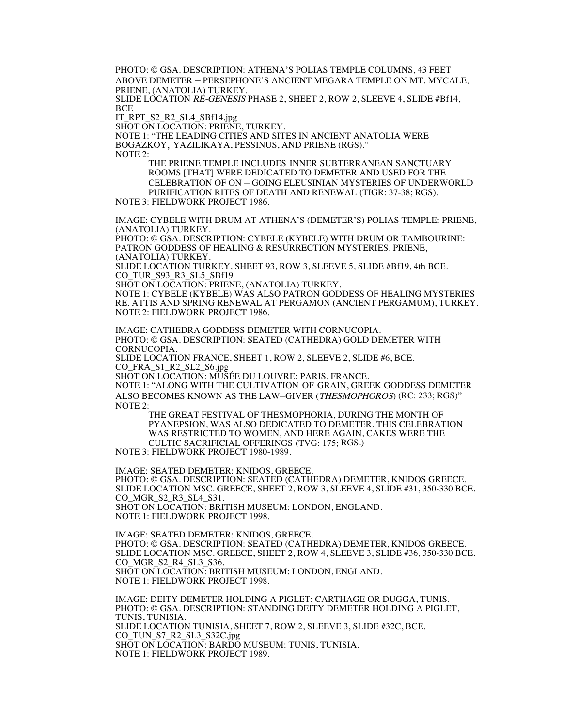PHOTO: © GSA. DESCRIPTION: ATHENA'S POLIAS TEMPLE COLUMNS, 43 FEET ABOVE DEMETER – PERSEPHONE'S ANCIENT MEGARA TEMPLE ON MT. MYCALE, PRIENE, (ANATOLIA) TURKEY.
SLIDE LOCATION *RE-GENESIS* PHASE 2, SHEET 2, ROW 2, SLEEVE 4, SLIDE #Bf14, BCE
IT_RPT_S2_R2_SL4_SBf14.jpg
SHOT ON LOCATION: PRIENE, TURKEY.
NOTE 1: "THE LEADING CITIES AND SITES IN ANCIENT ANATOLIA WERE BOGAZKOY, YAZILIKAYA, PESSINUS, AND PRIENE (RGS)."
NOTE 2:

> THE PRIENE TEMPLE INCLUDES INNER SUBTERRANEAN SANCTUARY ROOMS [THAT] WERE DEDICATED TO DEMETER AND USED FOR THE CELEBRATION OF ON – GOING ELEUSINIAN MYSTERIES OF UNDERWORLD PURIFICATION RITES OF DEATH AND RENEWAL (TIGR: 37-38; RGS).

NOTE 3: FIELDWORK PROJECT 1986.

IMAGE: CYBELE WITH DRUM AT ATHENA'S (DEMETER'S) POLIAS TEMPLE: PRIENE, (ANATOLIA) TURKEY.
PHOTO: © GSA. DESCRIPTION: CYBELE (KYBELE) WITH DRUM OR TAMBOURINE: PATRON GODDESS OF HEALING & RESURRECTION MYSTERIES. PRIENE, (ANATOLIA) TURKEY.
SLIDE LOCATION TURKEY, SHEET 93, ROW 3, SLEEVE 5, SLIDE #Bf19, 4th BCE.
CO_TUR_S93_R3_SL5_SBf19
SHOT ON LOCATION: PRIENE, (ANATOLIA) TURKEY.
NOTE 1: CYBELE (KYBELE) WAS ALSO PATRON GODDESS OF HEALING MYSTERIES RE. ATTIS AND SPRING RENEWAL AT PERGAMON (ANCIENT PERGAMUM), TURKEY.
NOTE 2: FIELDWORK PROJECT 1986.

IMAGE: CATHEDRA GODDESS DEMETER WITH CORNUCOPIA.
PHOTO: © GSA. DESCRIPTION: SEATED (CATHEDRA) GOLD DEMETER WITH CORNUCOPIA.
SLIDE LOCATION FRANCE, SHEET 1, ROW 2, SLEEVE 2, SLIDE #6, BCE.
CO_FRA_S1_R2_SL2_S6.jpg
SHOT ON LOCATION: MUSÉE DU LOUVRE: PARIS, FRANCE.
NOTE 1: "ALONG WITH THE CULTIVATION OF GRAIN, GREEK GODDESS DEMETER ALSO BECOMES KNOWN AS THE LAW–GIVER (*THESMOPHOROS*) (RC: 233; RGS)"
NOTE 2:

> THE GREAT FESTIVAL OF THESMOPHORIA, DURING THE MONTH OF PYANEPSION, WAS ALSO DEDICATED TO DEMETER. THIS CELEBRATION WAS RESTRICTED TO WOMEN, AND HERE AGAIN, CAKES WERE THE CULTIC SACRIFICIAL OFFERINGS (TVG: 175; RGS.)

NOTE 3: FIELDWORK PROJECT 1980-1989.

IMAGE: SEATED DEMETER: KNIDOS, GREECE.
PHOTO: © GSA. DESCRIPTION: SEATED (CATHEDRA) DEMETER, KNIDOS GREECE.
SLIDE LOCATION MSC. GREECE, SHEET 2, ROW 3, SLEEVE 4, SLIDE #31, 350-330 BCE.
CO_MGR_S2_R3_SL4_S31.
SHOT ON LOCATION: BRITISH MUSEUM: LONDON, ENGLAND.
NOTE 1: FIELDWORK PROJECT 1998.

IMAGE: SEATED DEMETER: KNIDOS, GREECE.
PHOTO: © GSA. DESCRIPTION: SEATED (CATHEDRA) DEMETER, KNIDOS GREECE.
SLIDE LOCATION MSC. GREECE, SHEET 2, ROW 4, SLEEVE 3, SLIDE #36, 350-330 BCE.
CO_MGR_S2_R4_SL3_S36.
SHOT ON LOCATION: BRITISH MUSEUM: LONDON, ENGLAND.
NOTE 1: FIELDWORK PROJECT 1998.

IMAGE: DEITY DEMETER HOLDING A PIGLET: CARTHAGE OR DUGGA, TUNIS.
PHOTO: © GSA. DESCRIPTION: STANDING DEITY DEMETER HOLDING A PIGLET, TUNIS, TUNISIA.
SLIDE LOCATION TUNISIA, SHEET 7, ROW 2, SLEEVE 3, SLIDE #32C, BCE.
CO_TUN_S7_R2_SL3_S32C.jpg
SHOT ON LOCATION: BARDO MUSEUM: TUNIS, TUNISIA.
NOTE 1: FIELDWORK PROJECT 1989.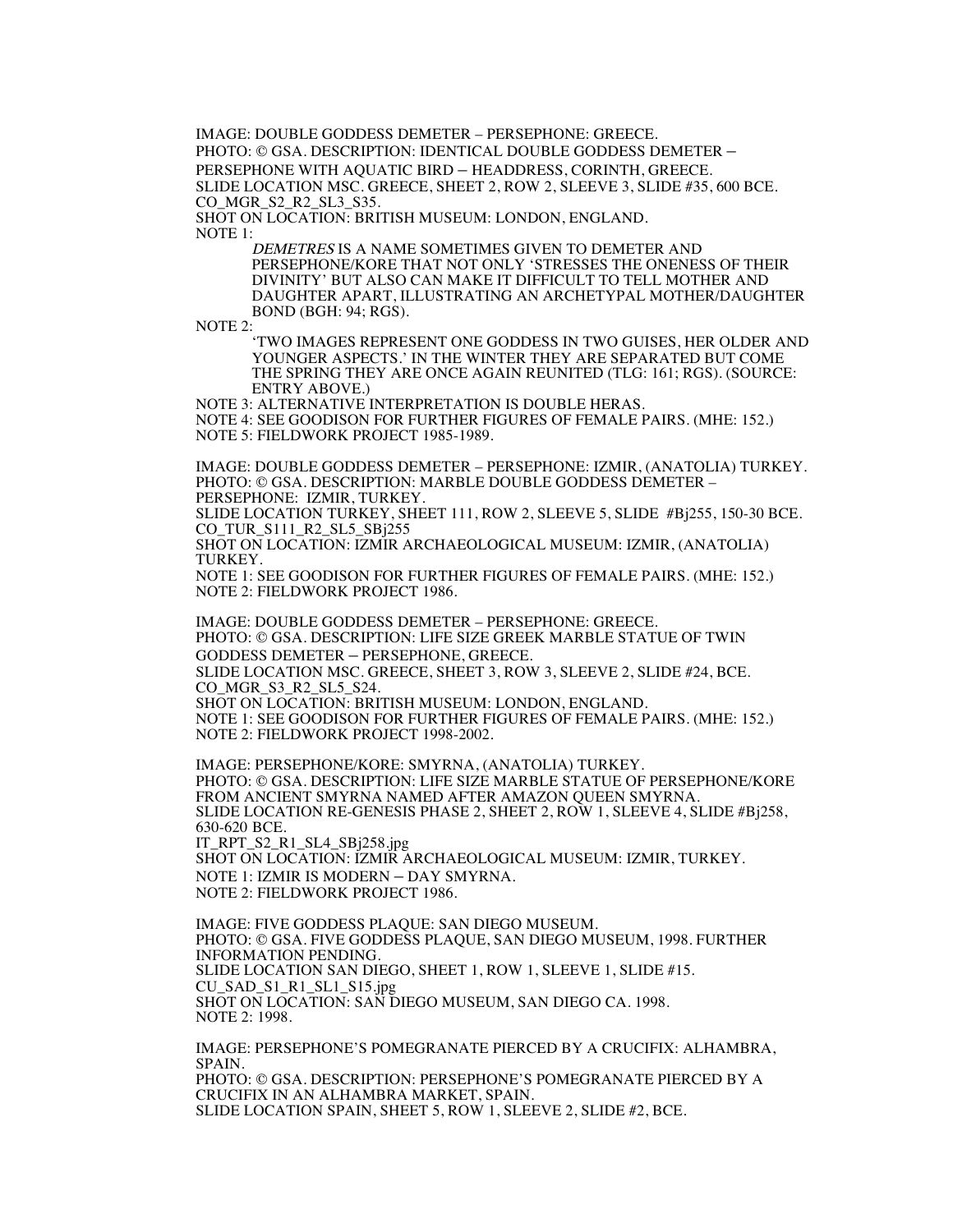IMAGE: DOUBLE GODDESS DEMETER – PERSEPHONE: GREECE.
PHOTO: © GSA. DESCRIPTION: IDENTICAL DOUBLE GODDESS DEMETER – PERSEPHONE WITH AQUATIC BIRD – HEADDRESS, CORINTH, GREECE.
SLIDE LOCATION MSC. GREECE, SHEET 2, ROW 2, SLEEVE 3, SLIDE #35, 600 BCE.
CO_MGR_S2_R2_SL3_S35.
SHOT ON LOCATION: BRITISH MUSEUM: LONDON, ENGLAND.
NOTE 1:

> *DEMETRES* IS A NAME SOMETIMES GIVEN TO DEMETER AND PERSEPHONE/KORE THAT NOT ONLY 'STRESSES THE ONENESS OF THEIR DIVINITY' BUT ALSO CAN MAKE IT DIFFICULT TO TELL MOTHER AND DAUGHTER APART, ILLUSTRATING AN ARCHETYPAL MOTHER/DAUGHTER BOND (BGH: 94; RGS).

NOTE 2:

> 'TWO IMAGES REPRESENT ONE GODDESS IN TWO GUISES, HER OLDER AND YOUNGER ASPECTS.' IN THE WINTER THEY ARE SEPARATED BUT COME THE SPRING THEY ARE ONCE AGAIN REUNITED (TLG: 161; RGS). (SOURCE: ENTRY ABOVE.)

NOTE 3: ALTERNATIVE INTERPRETATION IS DOUBLE HERAS.
NOTE 4: SEE GOODISON FOR FURTHER FIGURES OF FEMALE PAIRS. (MHE: 152.)
NOTE 5: FIELDWORK PROJECT 1985-1989.

IMAGE: DOUBLE GODDESS DEMETER – PERSEPHONE: IZMIR, (ANATOLIA) TURKEY.
PHOTO: © GSA. DESCRIPTION: MARBLE DOUBLE GODDESS DEMETER – PERSEPHONE: IZMIR, TURKEY.
SLIDE LOCATION TURKEY, SHEET 111, ROW 2, SLEEVE 5, SLIDE #Bj255, 150-30 BCE.
CO_TUR_S111_R2_SL5_SBj255
SHOT ON LOCATION: IZMIR ARCHAEOLOGICAL MUSEUM: IZMIR, (ANATOLIA) TURKEY.
NOTE 1: SEE GOODISON FOR FURTHER FIGURES OF FEMALE PAIRS. (MHE: 152.)
NOTE 2: FIELDWORK PROJECT 1986.

IMAGE: DOUBLE GODDESS DEMETER – PERSEPHONE: GREECE.
PHOTO: © GSA. DESCRIPTION: LIFE SIZE GREEK MARBLE STATUE OF TWIN GODDESS DEMETER – PERSEPHONE, GREECE.
SLIDE LOCATION MSC. GREECE, SHEET 3, ROW 3, SLEEVE 2, SLIDE #24, BCE.
CO_MGR_S3_R2_SL5_S24.
SHOT ON LOCATION: BRITISH MUSEUM: LONDON, ENGLAND.
NOTE 1: SEE GOODISON FOR FURTHER FIGURES OF FEMALE PAIRS. (MHE: 152.)
NOTE 2: FIELDWORK PROJECT 1998-2002.

IMAGE: PERSEPHONE/KORE: SMYRNA, (ANATOLIA) TURKEY.
PHOTO: © GSA. DESCRIPTION: LIFE SIZE MARBLE STATUE OF PERSEPHONE/KORE FROM ANCIENT SMYRNA NAMED AFTER AMAZON QUEEN SMYRNA.
SLIDE LOCATION RE-GENESIS PHASE 2, SHEET 2, ROW 1, SLEEVE 4, SLIDE #Bj258, 630-620 BCE.
IT_RPT_S2_R1_SL4_SBj258.jpg
SHOT ON LOCATION: IZMIR ARCHAEOLOGICAL MUSEUM: IZMIR, TURKEY.
NOTE 1: IZMIR IS MODERN – DAY SMYRNA.
NOTE 2: FIELDWORK PROJECT 1986.

IMAGE: FIVE GODDESS PLAQUE: SAN DIEGO MUSEUM.
PHOTO: © GSA. FIVE GODDESS PLAQUE, SAN DIEGO MUSEUM, 1998. FURTHER INFORMATION PENDING.
SLIDE LOCATION SAN DIEGO, SHEET 1, ROW 1, SLEEVE 1, SLIDE #15.
CU_SAD_S1_R1_SL1_S15.jpg
SHOT ON LOCATION: SAN DIEGO MUSEUM, SAN DIEGO CA. 1998.
NOTE 2: 1998.

IMAGE: PERSEPHONE'S POMEGRANATE PIERCED BY A CRUCIFIX: ALHAMBRA, SPAIN.
PHOTO: © GSA. DESCRIPTION: PERSEPHONE'S POMEGRANATE PIERCED BY A CRUCIFIX IN AN ALHAMBRA MARKET, SPAIN.
SLIDE LOCATION SPAIN, SHEET 5, ROW 1, SLEEVE 2, SLIDE #2, BCE.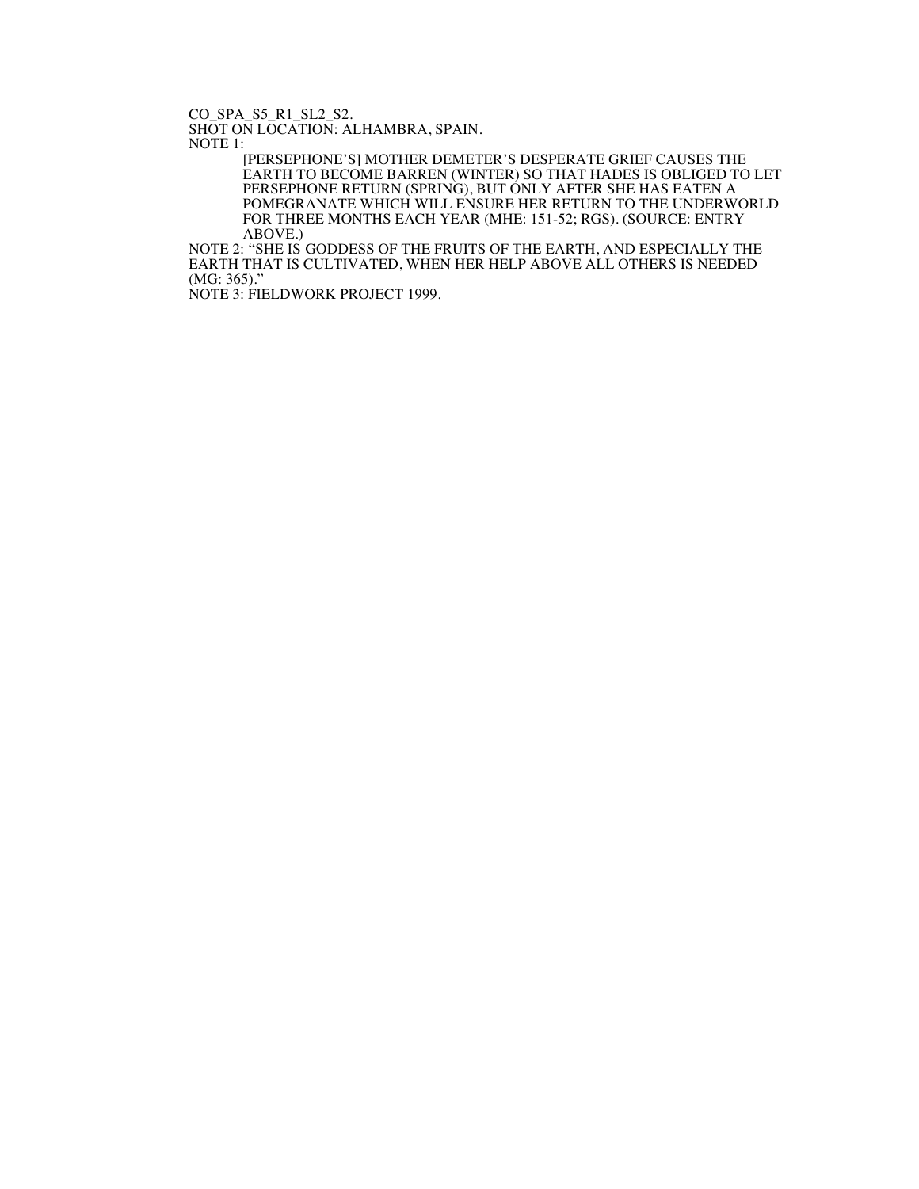CO_SPA_S5_R1_SL2_S2.
SHOT ON LOCATION: ALHAMBRA, SPAIN.
NOTE 1:

> [PERSEPHONE'S] MOTHER DEMETER'S DESPERATE GRIEF CAUSES THE EARTH TO BECOME BARREN (WINTER) SO THAT HADES IS OBLIGED TO LET PERSEPHONE RETURN (SPRING), BUT ONLY AFTER SHE HAS EATEN A POMEGRANATE WHICH WILL ENSURE HER RETURN TO THE UNDERWORLD FOR THREE MONTHS EACH YEAR (MHE: 151-52; RGS). (SOURCE: ENTRY ABOVE.)

NOTE 2: "SHE IS GODDESS OF THE FRUITS OF THE EARTH, AND ESPECIALLY THE EARTH THAT IS CULTIVATED, WHEN HER HELP ABOVE ALL OTHERS IS NEEDED (MG: 365)."
NOTE 3: FIELDWORK PROJECT 1999.